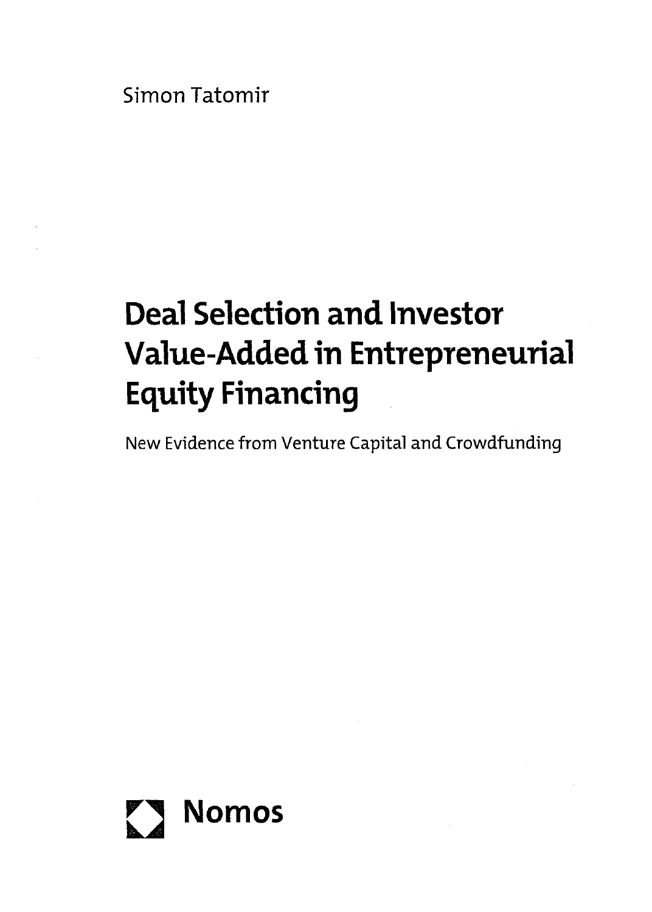Simon Tatomir

# Deal Selection and Investor Value-Added in Entrepreneurial Equity Financing

New Evidence from Venture Capital and Crowdfunding

Nomos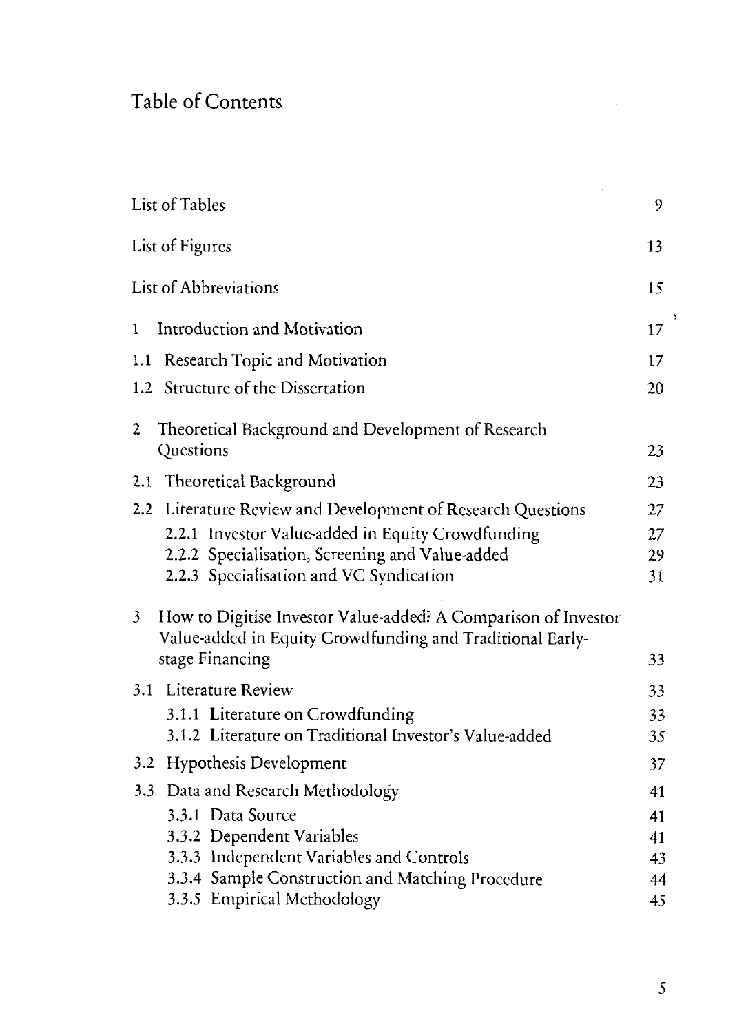# Table of Contents

| | |
|---|---|
| List of Tables | 9 |
| List of Figures | 13 |
| List of Abbreviations | 15 |
| 1 Introduction and Motivation | 17 |
| 1.1 Research Topic and Motivation | 17 |
| 1.2 Structure of the Dissertation | 20 |
| 2 Theoretical Background and Development of Research Questions | 23 |
| 2.1 Theoretical Background | 23 |
| 2.2 Literature Review and Development of Research Questions | 27 |
| 2.2.1 Investor Value-added in Equity Crowdfunding | 27 |
| 2.2.2 Specialisation, Screening and Value-added | 29 |
| 2.2.3 Specialisation and VC Syndication | 31 |
| 3 How to Digitise Investor Value-added? A Comparison of Investor Value-added in Equity Crowdfunding and Traditional Early-stage Financing | 33 |
| 3.1 Literature Review | 33 |
| 3.1.1 Literature on Crowdfunding | 33 |
| 3.1.2 Literature on Traditional Investor's Value-added | 35 |
| 3.2 Hypothesis Development | 37 |
| 3.3 Data and Research Methodology | 41 |
| 3.3.1 Data Source | 41 |
| 3.3.2 Dependent Variables | 41 |
| 3.3.3 Independent Variables and Controls | 43 |
| 3.3.4 Sample Construction and Matching Procedure | 44 |
| 3.3.5 Empirical Methodology | 45 |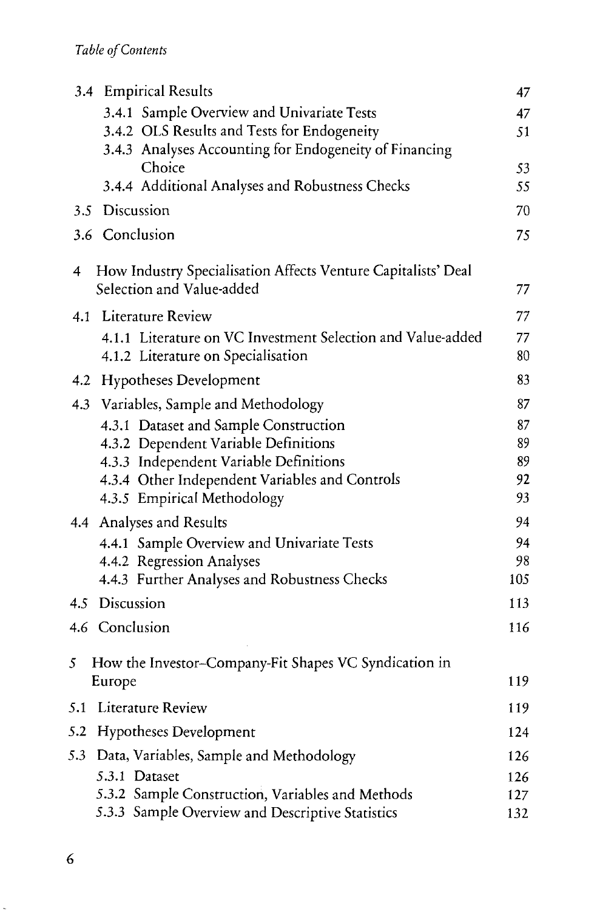| | |
|---|---|
| 3.4 Empirical Results | 47 |
| 3.4.1 Sample Overview and Univariate Tests | 47 |
| 3.4.2 OLS Results and Tests for Endogeneity | 51 |
| 3.4.3 Analyses Accounting for Endogeneity of Financing Choice | 53 |
| 3.4.4 Additional Analyses and Robustness Checks | 55 |
| 3.5 Discussion | 70 |
| 3.6 Conclusion | 75 |
| 4 How Industry Specialisation Affects Venture Capitalists' Deal Selection and Value-added | 77 |
| 4.1 Literature Review | 77 |
| 4.1.1 Literature on VC Investment Selection and Value-added | 77 |
| 4.1.2 Literature on Specialisation | 80 |
| 4.2 Hypotheses Development | 83 |
| 4.3 Variables, Sample and Methodology | 87 |
| 4.3.1 Dataset and Sample Construction | 87 |
| 4.3.2 Dependent Variable Definitions | 89 |
| 4.3.3 Independent Variable Definitions | 89 |
| 4.3.4 Other Independent Variables and Controls | 92 |
| 4.3.5 Empirical Methodology | 93 |
| 4.4 Analyses and Results | 94 |
| 4.4.1 Sample Overview and Univariate Tests | 94 |
| 4.4.2 Regression Analyses | 98 |
| 4.4.3 Further Analyses and Robustness Checks | 105 |
| 4.5 Discussion | 113 |
| 4.6 Conclusion | 116 |
| 5 How the Investor–Company-Fit Shapes VC Syndication in Europe | 119 |
| 5.1 Literature Review | 119 |
| 5.2 Hypotheses Development | 124 |
| 5.3 Data, Variables, Sample and Methodology | 126 |
| 5.3.1 Dataset | 126 |
| 5.3.2 Sample Construction, Variables and Methods | 127 |
| 5.3.3 Sample Overview and Descriptive Statistics | 132 |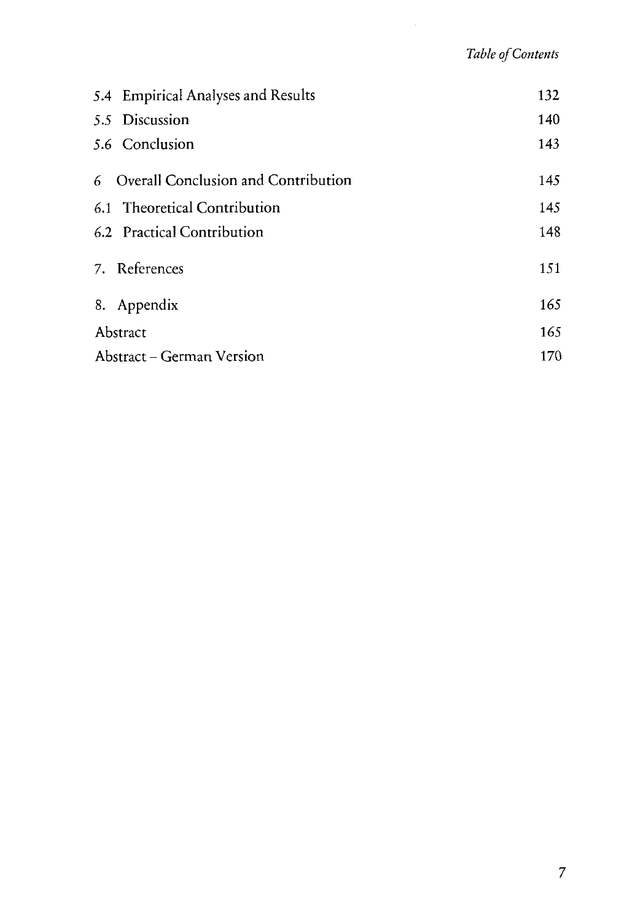| | |
|---|---|
| 5.4 Empirical Analyses and Results | 132 |
| 5.5 Discussion | 140 |
| 5.6 Conclusion | 143 |
| 6 Overall Conclusion and Contribution | 145 |
| 6.1 Theoretical Contribution | 145 |
| 6.2 Practical Contribution | 148 |
| 7. References | 151 |
| 8. Appendix | 165 |
| Abstract | 165 |
| Abstract – German Version | 170 |